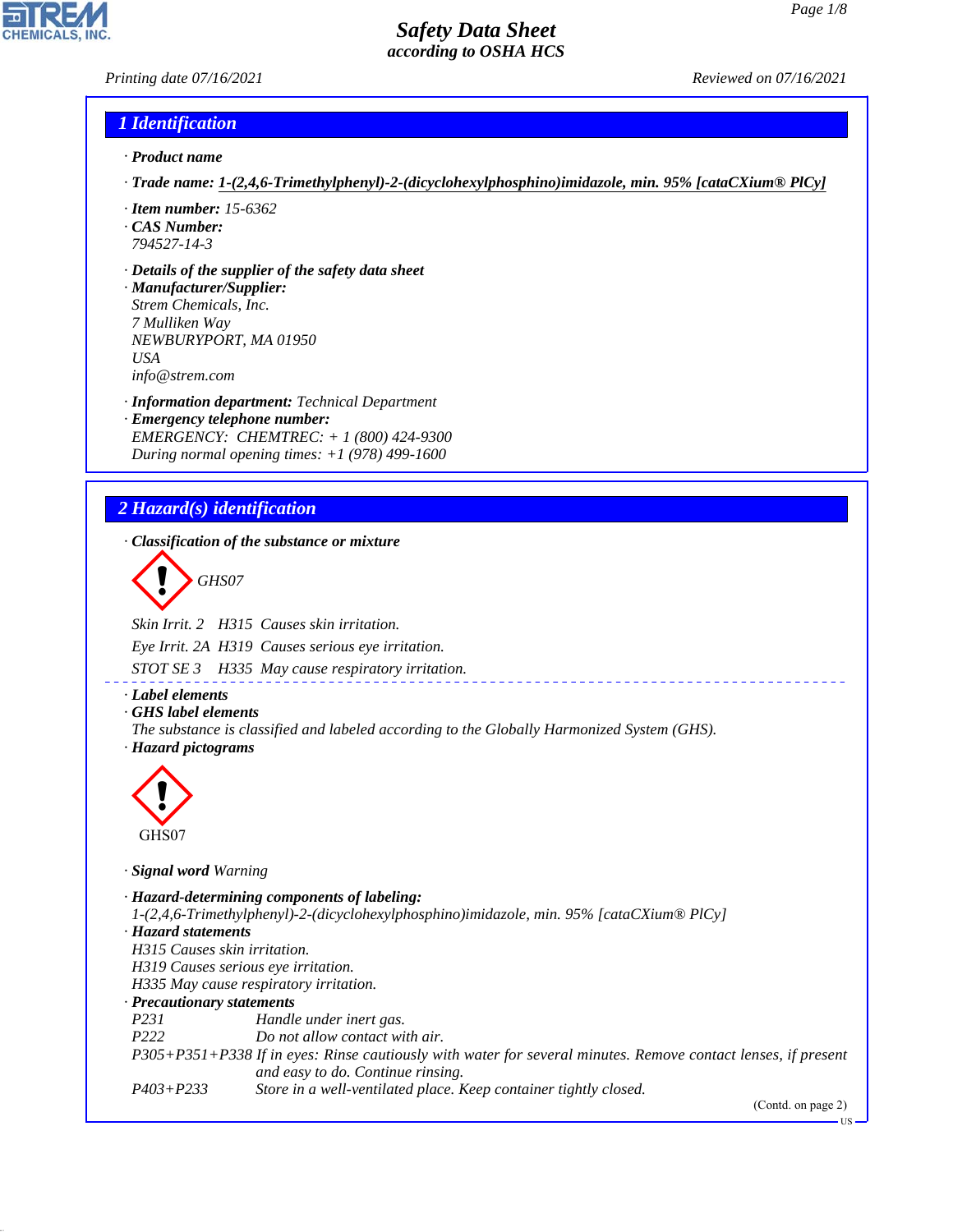# Safety Data Sheet
## according to OSHA HCS

Printing date 07/16/2021 Reviewed on 07/16/2021

## 1 Identification

· **Product name**

· **Trade name:** **1-(2,4,6-Trimethylphenyl)-2-(dicyclohexylphosphino)imidazole, min. 95% [cataCXium® PICy]**

· **Item number:** 15-6362

· **CAS Number:**
794527-14-3

· **Details of the supplier of the safety data sheet**

· **Manufacturer/Supplier:**
Strem Chemicals, Inc.
7 Mulliken Way
NEWBURYPORT, MA 01950
USA
info@strem.com

· **Information department:** Technical Department

· **Emergency telephone number:**
EMERGENCY: CHEMTREC: + 1 (800) 424-9300
During normal opening times: +1 (978) 499-1600

## 2 Hazard(s) identification

· **Classification of the substance or mixture**

GHS07

Skin Irrit. 2 H315 Causes skin irritation.

Eye Irrit. 2A H319 Causes serious eye irritation.

STOT SE 3 H335 May cause respiratory irritation.

· **Label elements**

· **GHS label elements**
The substance is classified and labeled according to the Globally Harmonized System (GHS).

· **Hazard pictograms**

GHS07

· **Signal word** Warning

· **Hazard-determining components of labeling:**
1-(2,4,6-Trimethylphenyl)-2-(dicyclohexylphosphino)imidazole, min. 95% [cataCXium® PICy]

· **Hazard statements**
H315 Causes skin irritation.
H319 Causes serious eye irritation.
H335 May cause respiratory irritation.

· **Precautionary statements**

| | |
|---|---|
| P231 | Handle under inert gas. |
| P222 | Do not allow contact with air. |
| P305+P351+P338 | If in eyes: Rinse cautiously with water for several minutes. Remove contact lenses, if present and easy to do. Continue rinsing. |
| P403+P233 | Store in a well-ventilated place. Keep container tightly closed. |

(Contd. on page 2)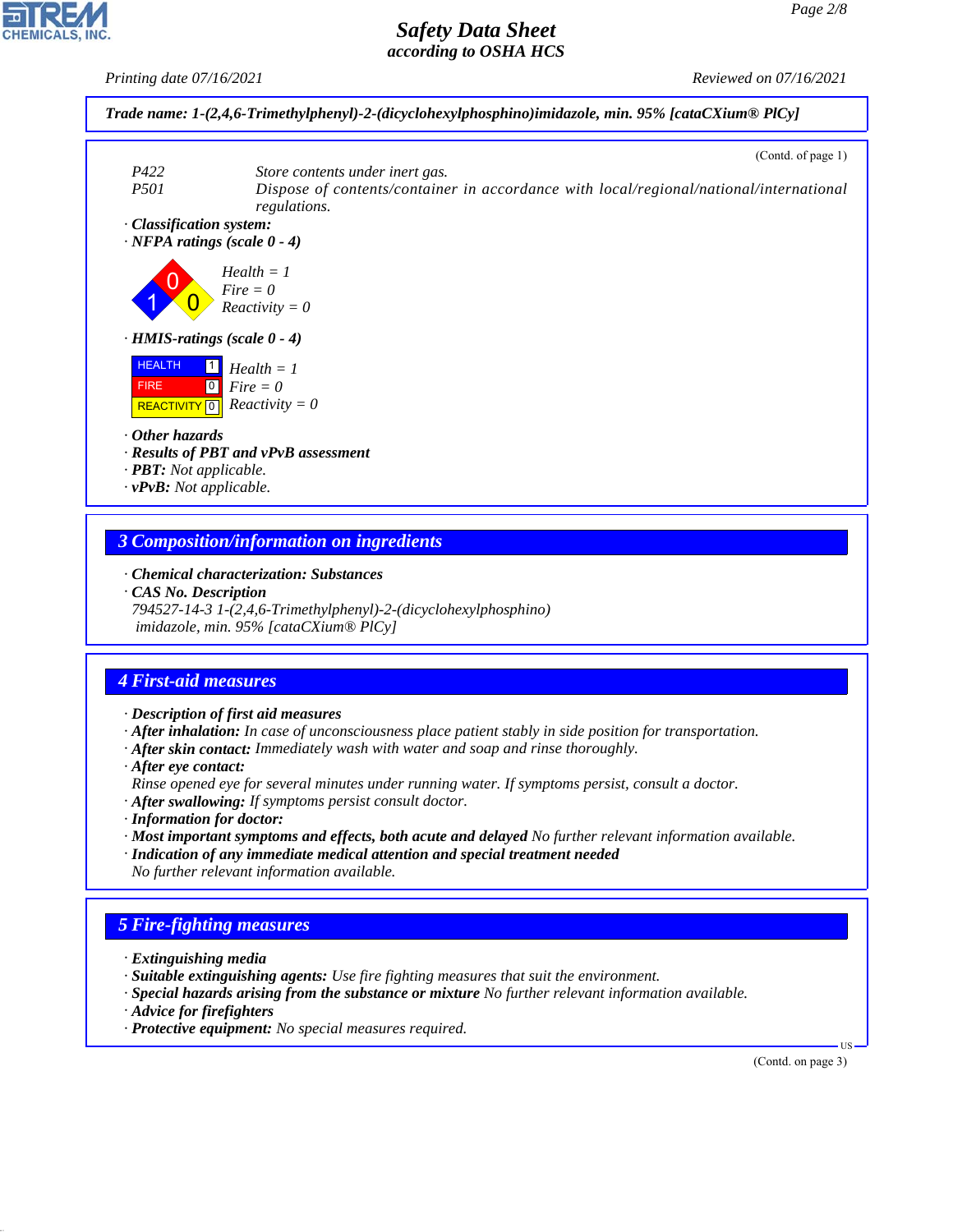**Trade name: 1-(2,4,6-Trimethylphenyl)-2-(dicyclohexylphosphino)imidazole, min. 95% [cataCXium® PICy]**

(Contd. of page 1)

| | |
|---|---|
| P422 | Store contents under inert gas. |
| P501 | Dispose of contents/container in accordance with local/regional/national/international regulations. |

· **Classification system:**

· **NFPA ratings (scale 0 - 4)**

Health = 1
Fire = 0
Reactivity = 0

· **HMIS-ratings (scale 0 - 4)**

| | | |
|---|---|---|
| HEALTH | 1 | Health = 1 |
| FIRE | 0 | Fire = 0 |
| REACTIVITY | 0 | Reactivity = 0 |

· **Other hazards**
· **Results of PBT and vPvB assessment**
· **PBT:** Not applicable.
· **vPvB:** Not applicable.

## 3 Composition/information on ingredients

· **Chemical characterization: Substances**
· **CAS No. Description**
794527-14-3 1-(2,4,6-Trimethylphenyl)-2-(dicyclohexylphosphino) imidazole, min. 95% [cataCXium® PICy]

## 4 First-aid measures

· **Description of first aid measures**
· **After inhalation:** In case of unconsciousness place patient stably in side position for transportation.
· **After skin contact:** Immediately wash with water and soap and rinse thoroughly.
· **After eye contact:**
Rinse opened eye for several minutes under running water. If symptoms persist, consult a doctor.
· **After swallowing:** If symptoms persist consult doctor.
· **Information for doctor:**
· **Most important symptoms and effects, both acute and delayed** No further relevant information available.
· **Indication of any immediate medical attention and special treatment needed**
No further relevant information available.

## 5 Fire-fighting measures

· **Extinguishing media**
· **Suitable extinguishing agents:** Use fire fighting measures that suit the environment.
· **Special hazards arising from the substance or mixture** No further relevant information available.
· **Advice for firefighters**
· **Protective equipment:** No special measures required.

(Contd. on page 3)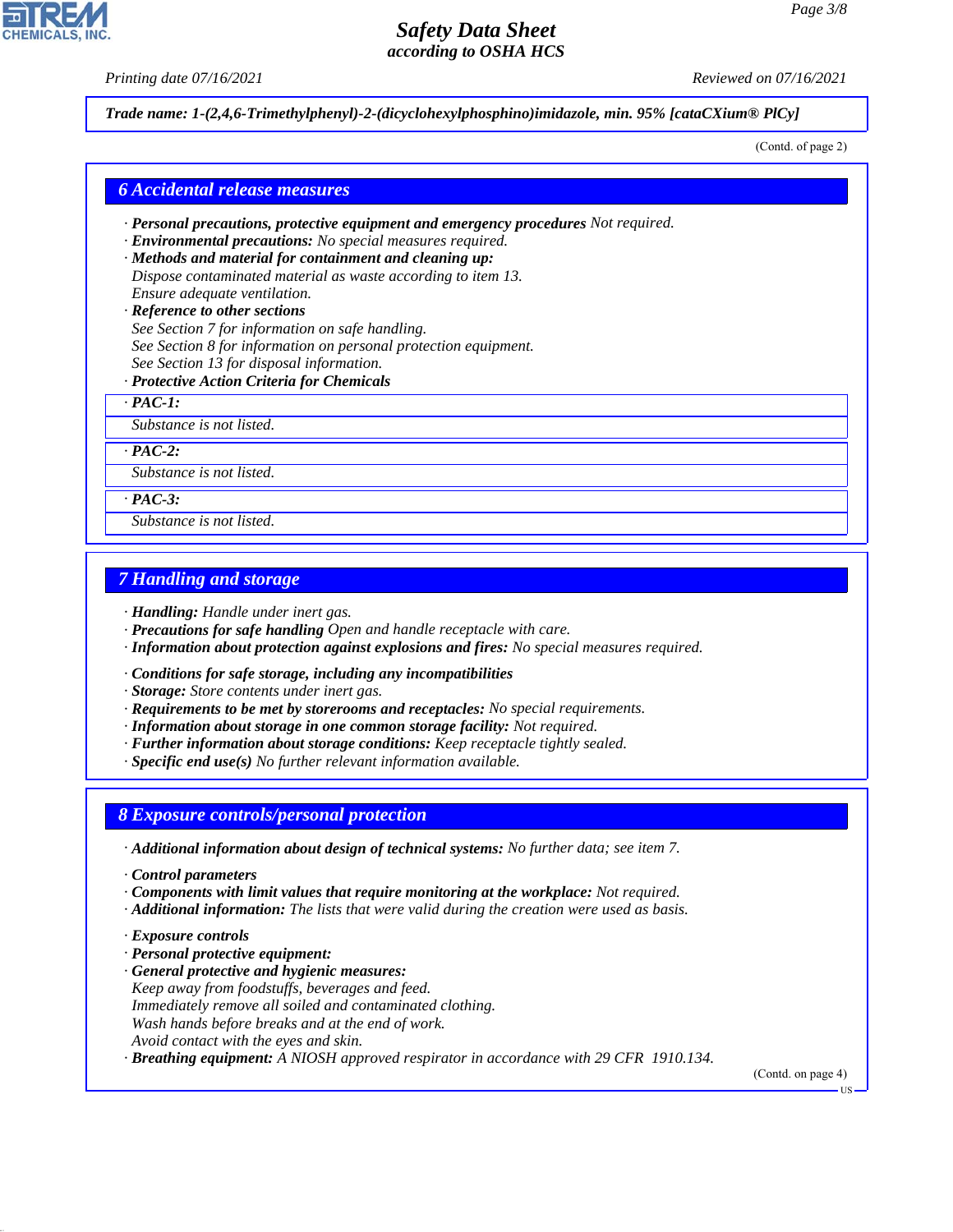**Trade name: 1-(2,4,6-Trimethylphenyl)-2-(dicyclohexylphosphino)imidazole, min. 95% [cataCXium® PICy]**

(Contd. of page 2)

## 6 Accidental release measures

· **Personal precautions, protective equipment and emergency procedures** Not required.
· **Environmental precautions:** No special measures required.
· **Methods and material for containment and cleaning up:**
Dispose contaminated material as waste according to item 13.
Ensure adequate ventilation.
· **Reference to other sections**
See Section 7 for information on safe handling.
See Section 8 for information on personal protection equipment.
See Section 13 for disposal information.
· **Protective Action Criteria for Chemicals**

· **PAC-1:**

Substance is not listed.

· **PAC-2:**

Substance is not listed.

· **PAC-3:**

Substance is not listed.

## 7 Handling and storage

· **Handling:** Handle under inert gas.
· **Precautions for safe handling** Open and handle receptacle with care.
· **Information about protection against explosions and fires:** No special measures required.

· **Conditions for safe storage, including any incompatibilities**
· **Storage:** Store contents under inert gas.
· **Requirements to be met by storerooms and receptacles:** No special requirements.
· **Information about storage in one common storage facility:** Not required.
· **Further information about storage conditions:** Keep receptacle tightly sealed.
· **Specific end use(s)** No further relevant information available.

## 8 Exposure controls/personal protection

· **Additional information about design of technical systems:** No further data; see item 7.

· **Control parameters**
· **Components with limit values that require monitoring at the workplace:** Not required.
· **Additional information:** The lists that were valid during the creation were used as basis.

· **Exposure controls**
· **Personal protective equipment:**
· **General protective and hygienic measures:**
Keep away from foodstuffs, beverages and feed.
Immediately remove all soiled and contaminated clothing.
Wash hands before breaks and at the end of work.
Avoid contact with the eyes and skin.
· **Breathing equipment:** A NIOSH approved respirator in accordance with 29 CFR 1910.134.

(Contd. on page 4)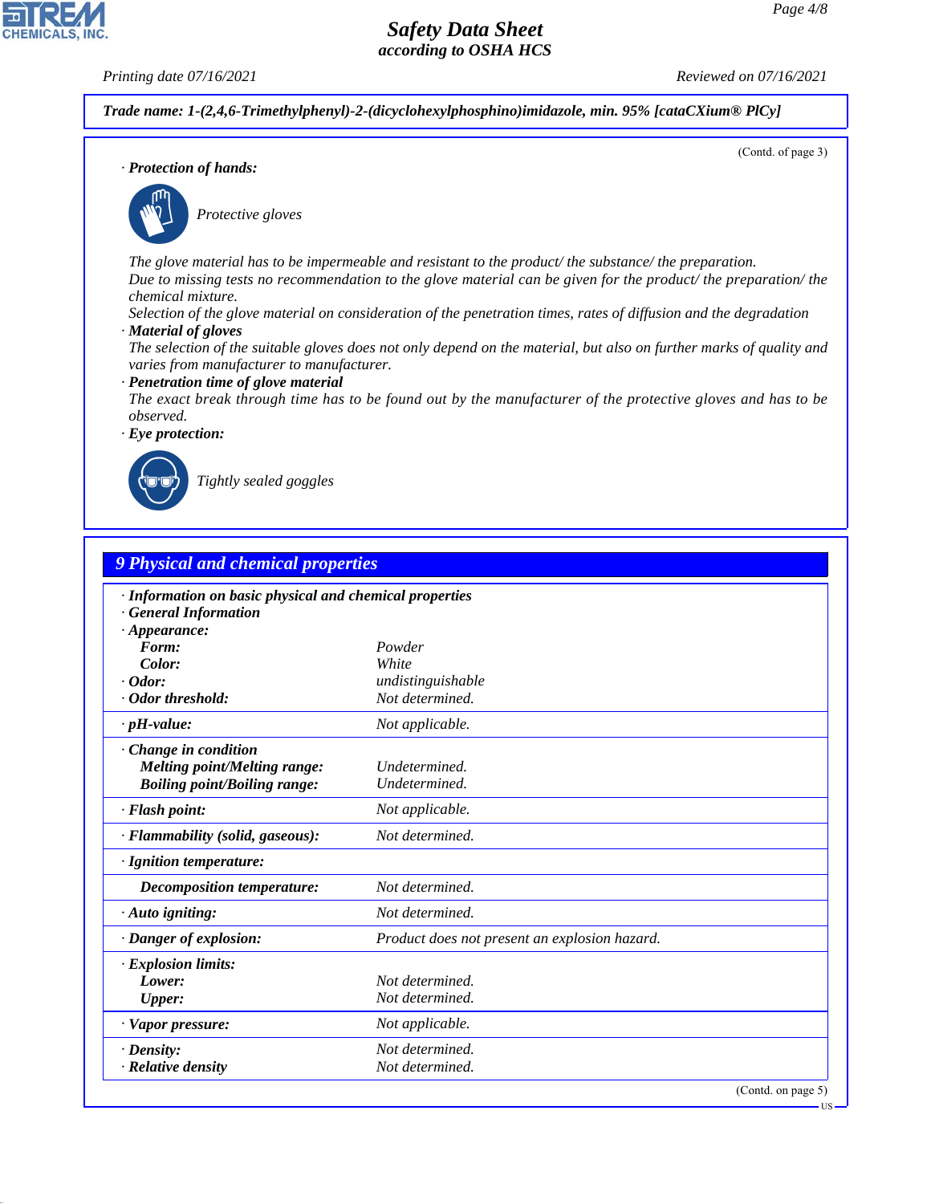**Trade name: 1-(2,4,6-Trimethylphenyl)-2-(dicyclohexylphosphino)imidazole, min. 95% [cataCXium® PICy]**

(Contd. of page 3)

· **Protection of hands:**

Protective gloves

The glove material has to be impermeable and resistant to the product/ the substance/ the preparation.
Due to missing tests no recommendation to the glove material can be given for the product/ the preparation/ the chemical mixture.
Selection of the glove material on consideration of the penetration times, rates of diffusion and the degradation

· **Material of gloves**
The selection of the suitable gloves does not only depend on the material, but also on further marks of quality and varies from manufacturer to manufacturer.

· **Penetration time of glove material**
The exact break through time has to be found out by the manufacturer of the protective gloves and has to be observed.

· **Eye protection:**

Tightly sealed goggles

## 9 Physical and chemical properties

· **Information on basic physical and chemical properties**
· **General Information**

| Property | Value |
|---|---|
| · **Appearance:** | |
| **Form:** | Powder |
| **Color:** | White |
| · **Odor:** | undistinguishable |
| · **Odor threshold:** | Not determined. |
| · **pH-value:** | Not applicable. |
| · **Change in condition** | |
| **Melting point/Melting range:** | Undetermined. |
| **Boiling point/Boiling range:** | Undetermined. |
| · **Flash point:** | Not applicable. |
| · **Flammability (solid, gaseous):** | Not determined. |
| · **Ignition temperature:** | |
| **Decomposition temperature:** | Not determined. |
| · **Auto igniting:** | Not determined. |
| · **Danger of explosion:** | Product does not present an explosion hazard. |
| · **Explosion limits:** | |
| **Lower:** | Not determined. |
| **Upper:** | Not determined. |
| · **Vapor pressure:** | Not applicable. |
| · **Density:** | Not determined. |
| · **Relative density** | Not determined. |

(Contd. on page 5)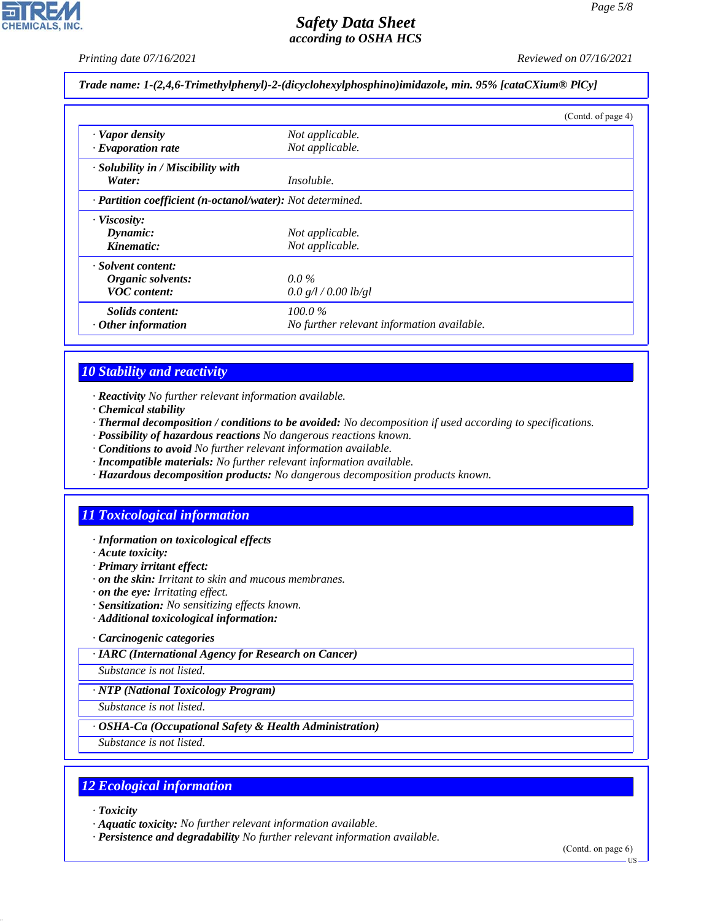**Trade name: 1-(2,4,6-Trimethylphenyl)-2-(dicyclohexylphosphino)imidazole, min. 95% [cataCXium® PlCy]**

(Contd. of page 4)

| | |
|---|---|
| · **Vapor density** | Not applicable. |
| · **Evaporation rate** | Not applicable. |
| · **Solubility in / Miscibility with** | |
| **Water:** | Insoluble. |
| · **Partition coefficient (n-octanol/water):** | Not determined. |
| · **Viscosity:** | |
| **Dynamic:** | Not applicable. |
| **Kinematic:** | Not applicable. |
| · **Solvent content:** | |
| **Organic solvents:** | 0.0 % |
| **VOC content:** | 0.0 g/l / 0.00 lb/gl |
| **Solids content:** | 100.0 % |
| · **Other information** | No further relevant information available. |

## 10 Stability and reactivity

· **Reactivity** No further relevant information available.
· **Chemical stability**
· **Thermal decomposition / conditions to be avoided:** No decomposition if used according to specifications.
· **Possibility of hazardous reactions** No dangerous reactions known.
· **Conditions to avoid** No further relevant information available.
· **Incompatible materials:** No further relevant information available.
· **Hazardous decomposition products:** No dangerous decomposition products known.

## 11 Toxicological information

· **Information on toxicological effects**
· **Acute toxicity:**
· **Primary irritant effect:**
· **on the skin:** Irritant to skin and mucous membranes.
· **on the eye:** Irritating effect.
· **Sensitization:** No sensitizing effects known.
· **Additional toxicological information:**

· **Carcinogenic categories**

| · IARC (International Agency for Research on Cancer) |
|---|
| Substance is not listed. |

| · NTP (National Toxicology Program) |
|---|
| Substance is not listed. |

| · OSHA-Ca (Occupational Safety & Health Administration) |
|---|
| Substance is not listed. |

## 12 Ecological information

· **Toxicity**
· **Aquatic toxicity:** No further relevant information available.
· **Persistence and degradability** No further relevant information available.

(Contd. on page 6)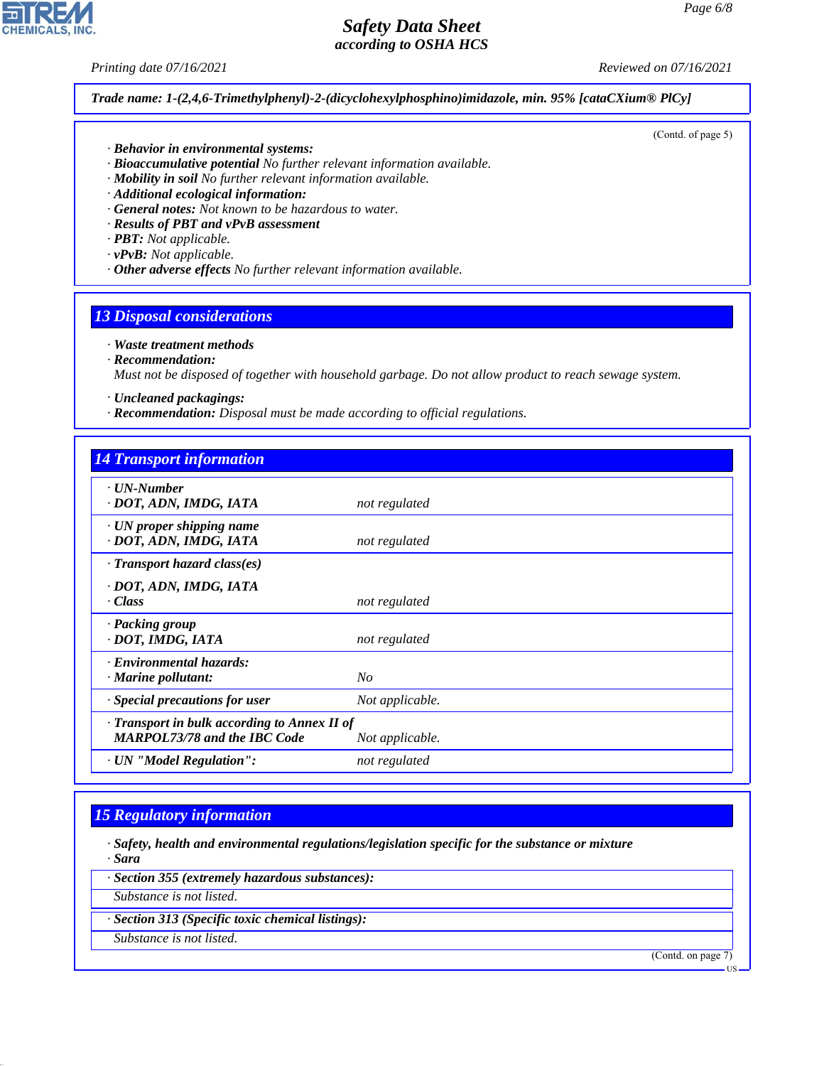*Trade name: 1-(2,4,6-Trimethylphenyl)-2-(dicyclohexylphosphino)imidazole, min. 95% [cataCXium® PICy]*

(Contd. of page 5)

· ***Behavior in environmental systems:***
· ***Bioaccumulative potential*** *No further relevant information available.*
· ***Mobility in soil*** *No further relevant information available.*
· ***Additional ecological information:***
· ***General notes:*** *Not known to be hazardous to water.*
· ***Results of PBT and vPvB assessment***
· ***PBT:*** *Not applicable.*
· ***vPvB:*** *Not applicable.*
· ***Other adverse effects*** *No further relevant information available.*

## 13 Disposal considerations

· ***Waste treatment methods***
· ***Recommendation:***
*Must not be disposed of together with household garbage. Do not allow product to reach sewage system.*

· ***Uncleaned packagings:***
· ***Recommendation:*** *Disposal must be made according to official regulations.*

## 14 Transport information

| | |
|---|---|
| · ***UN-Number***<br>· ***DOT, ADN, IMDG, IATA*** | *not regulated* |
| · ***UN proper shipping name***<br>· ***DOT, ADN, IMDG, IATA*** | *not regulated* |
| · ***Transport hazard class(es)***<br>· ***DOT, ADN, IMDG, IATA***<br>· ***Class*** | *not regulated* |
| · ***Packing group***<br>· ***DOT, IMDG, IATA*** | *not regulated* |
| · ***Environmental hazards:***<br>· ***Marine pollutant:*** | *No* |
| · ***Special precautions for user*** | *Not applicable.* |
| · ***Transport in bulk according to Annex II of MARPOL73/78 and the IBC Code*** | *Not applicable.* |
| · ***UN "Model Regulation":*** | *not regulated* |

## 15 Regulatory information

· ***Safety, health and environmental regulations/legislation specific for the substance or mixture***
· ***Sara***

· ***Section 355 (extremely hazardous substances):***
*Substance is not listed.*

· ***Section 313 (Specific toxic chemical listings):***
*Substance is not listed.*

(Contd. on page 7)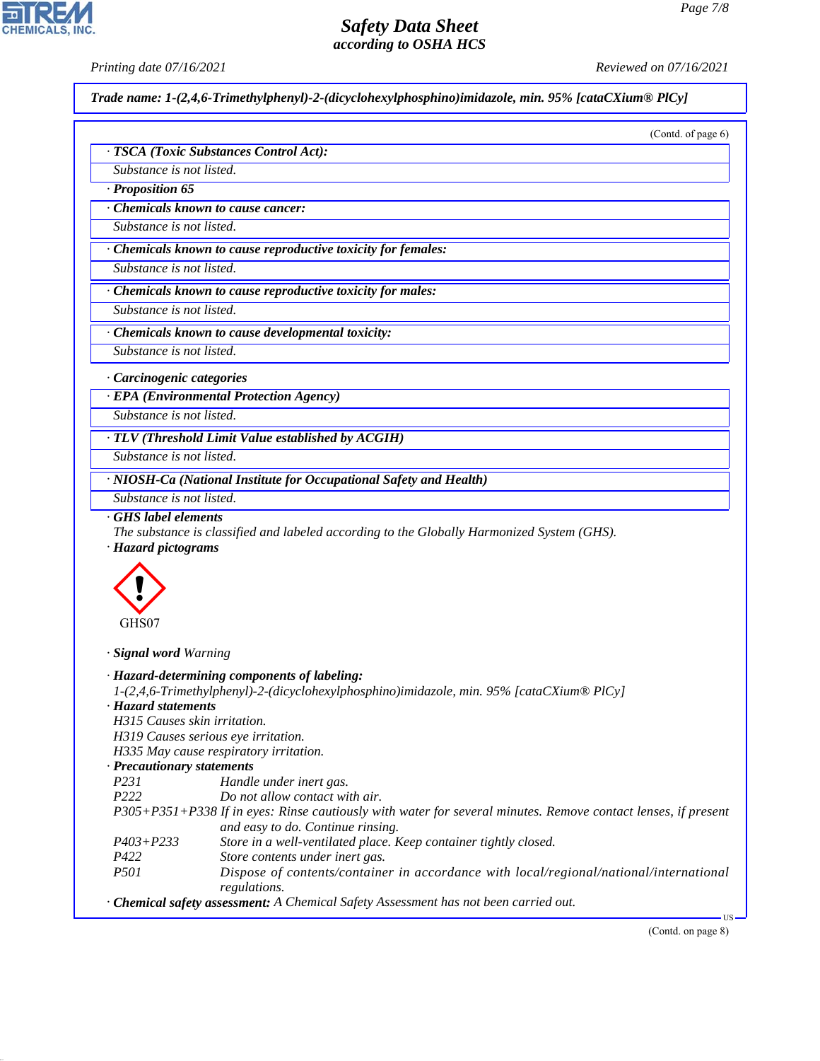Trade name: 1-(2,4,6-Trimethylphenyl)-2-(dicyclohexylphosphino)imidazole, min. 95% [cataCXium® PICy]

(Contd. of page 6)

· **TSCA (Toxic Substances Control Act):**

Substance is not listed.

· **Proposition 65**

· **Chemicals known to cause cancer:**

Substance is not listed.

· **Chemicals known to cause reproductive toxicity for females:**

Substance is not listed.

· **Chemicals known to cause reproductive toxicity for males:**

Substance is not listed.

· **Chemicals known to cause developmental toxicity:**

Substance is not listed.

· **Carcinogenic categories**

· **EPA (Environmental Protection Agency)**

Substance is not listed.

· **TLV (Threshold Limit Value established by ACGIH)**

Substance is not listed.

· **NIOSH-Ca (National Institute for Occupational Safety and Health)**

Substance is not listed.

· **GHS label elements**

The substance is classified and labeled according to the Globally Harmonized System (GHS).

· **Hazard pictograms**

GHS07

· **Signal word** Warning

· **Hazard-determining components of labeling:**

1-(2,4,6-Trimethylphenyl)-2-(dicyclohexylphosphino)imidazole, min. 95% [cataCXium® PICy]

· **Hazard statements**

H315 Causes skin irritation.
H319 Causes serious eye irritation.
H335 May cause respiratory irritation.

· **Precautionary statements**

| | |
|---|---|
| P231 | Handle under inert gas. |
| P222 | Do not allow contact with air. |
| P305+P351+P338 | If in eyes: Rinse cautiously with water for several minutes. Remove contact lenses, if present and easy to do. Continue rinsing. |
| P403+P233 | Store in a well-ventilated place. Keep container tightly closed. |
| P422 | Store contents under inert gas. |
| P501 | Dispose of contents/container in accordance with local/regional/national/international regulations. |

· **Chemical safety assessment:** A Chemical Safety Assessment has not been carried out.

(Contd. on page 8)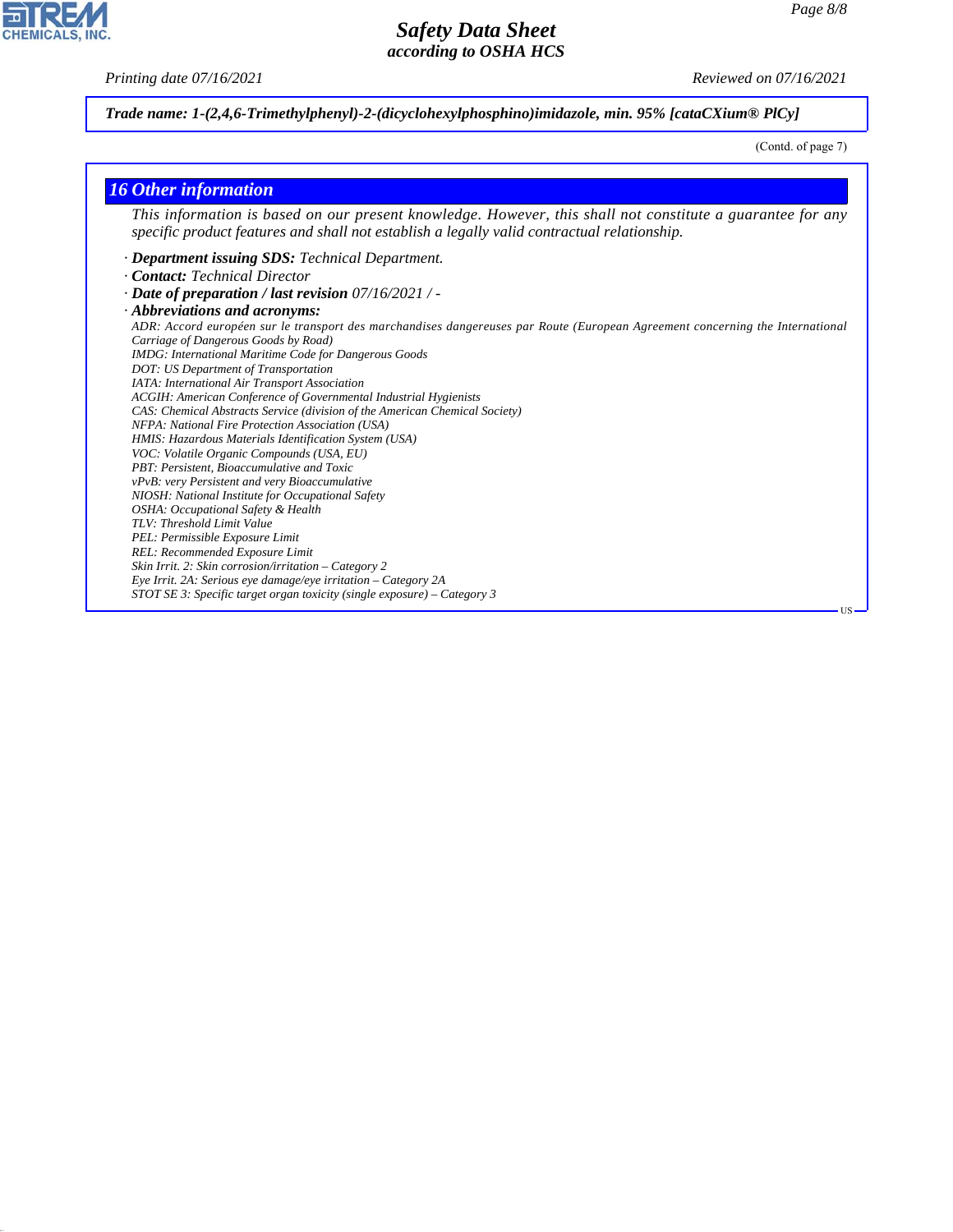**Trade name: 1-(2,4,6-Trimethylphenyl)-2-(dicyclohexylphosphino)imidazole, min. 95% [cataCXium® PlCy]**

(Contd. of page 7)

## 16 Other information

*This information is based on our present knowledge. However, this shall not constitute a guarantee for any specific product features and shall not establish a legally valid contractual relationship.*

- **Department issuing SDS:** Technical Department.
- **Contact:** Technical Director
- **Date of preparation / last revision** 07/16/2021 / -
- **Abbreviations and acronyms:**

ADR: Accord européen sur le transport des marchandises dangereuses par Route (European Agreement concerning the International Carriage of Dangerous Goods by Road)
IMDG: International Maritime Code for Dangerous Goods
DOT: US Department of Transportation
IATA: International Air Transport Association
ACGIH: American Conference of Governmental Industrial Hygienists
CAS: Chemical Abstracts Service (division of the American Chemical Society)
NFPA: National Fire Protection Association (USA)
HMIS: Hazardous Materials Identification System (USA)
VOC: Volatile Organic Compounds (USA, EU)
PBT: Persistent, Bioaccumulative and Toxic
vPvB: very Persistent and very Bioaccumulative
NIOSH: National Institute for Occupational Safety
OSHA: Occupational Safety & Health
TLV: Threshold Limit Value
PEL: Permissible Exposure Limit
REL: Recommended Exposure Limit
Skin Irrit. 2: Skin corrosion/irritation – Category 2
Eye Irrit. 2A: Serious eye damage/eye irritation – Category 2A
STOT SE 3: Specific target organ toxicity (single exposure) – Category 3